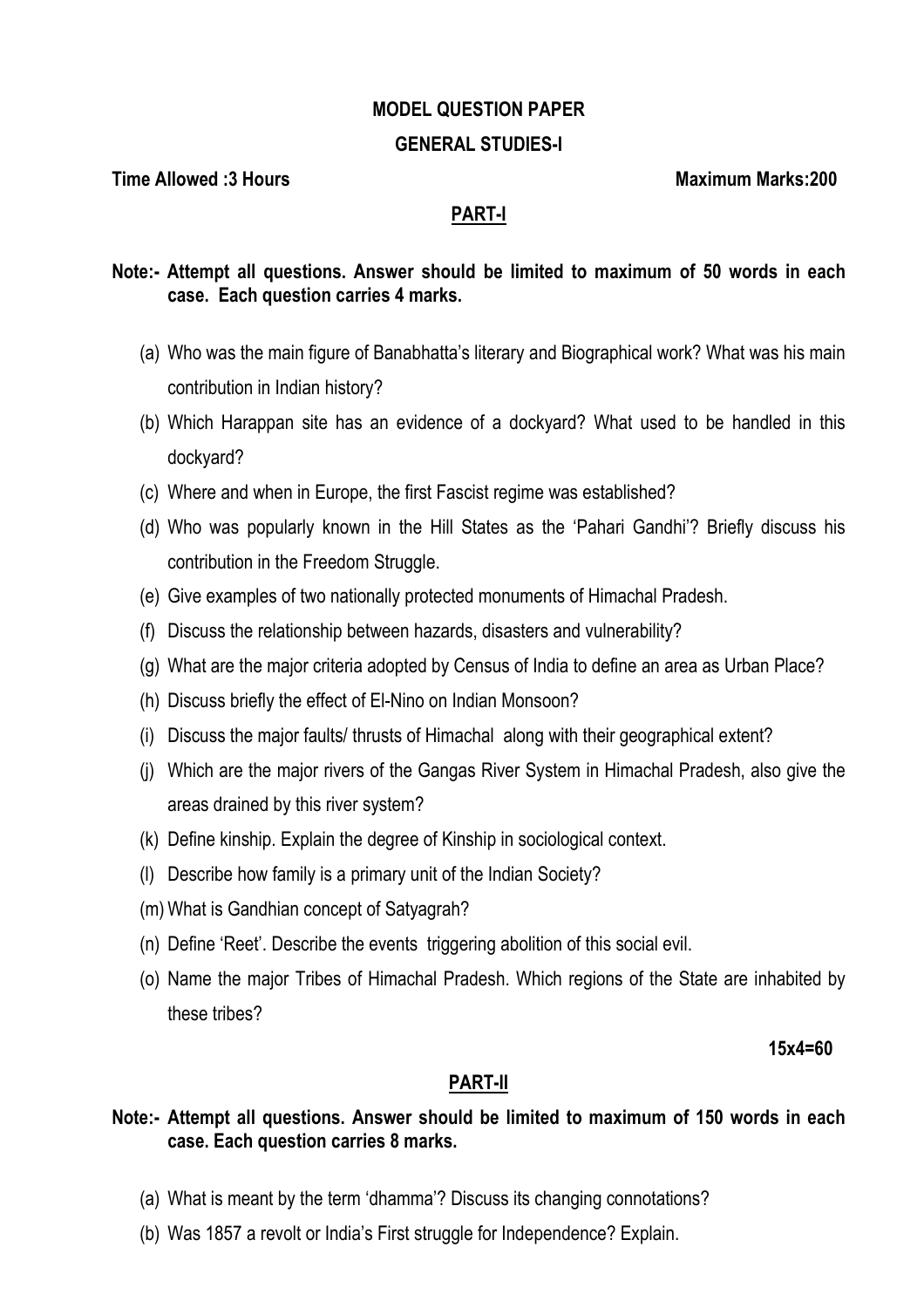**MODEL QUESTION PAPER**

**GENERAL STUDIES-I**

**Time Allowed :3 Hours** **Maximum Marks:200**

## PART-I

**Note:- Attempt all questions. Answer should be limited to maximum of 50 words in each case. Each question carries 4 marks.**

(a) Who was the main figure of Banabhatta's literary and Biographical work? What was his main contribution in Indian history?

(b) Which Harappan site has an evidence of a dockyard? What used to be handled in this dockyard?

(c) Where and when in Europe, the first Fascist regime was established?

(d) Who was popularly known in the Hill States as the 'Pahari Gandhi'? Briefly discuss his contribution in the Freedom Struggle.

(e) Give examples of two nationally protected monuments of Himachal Pradesh.

(f) Discuss the relationship between hazards, disasters and vulnerability?

(g) What are the major criteria adopted by Census of India to define an area as Urban Place?

(h) Discuss briefly the effect of El-Nino on Indian Monsoon?

(i) Discuss the major faults/ thrusts of Himachal along with their geographical extent?

(j) Which are the major rivers of the Gangas River System in Himachal Pradesh, also give the areas drained by this river system?

(k) Define kinship. Explain the degree of Kinship in sociological context.

(l) Describe how family is a primary unit of the Indian Society?

(m) What is Gandhian concept of Satyagrah?

(n) Define 'Reet'. Describe the events triggering abolition of this social evil.

(o) Name the major Tribes of Himachal Pradesh. Which regions of the State are inhabited by these tribes?

**15x4=60**

## PART-II

**Note:- Attempt all questions. Answer should be limited to maximum of 150 words in each case. Each question carries 8 marks.**

(a) What is meant by the term 'dhamma'? Discuss its changing connotations?

(b) Was 1857 a revolt or India's First struggle for Independence? Explain.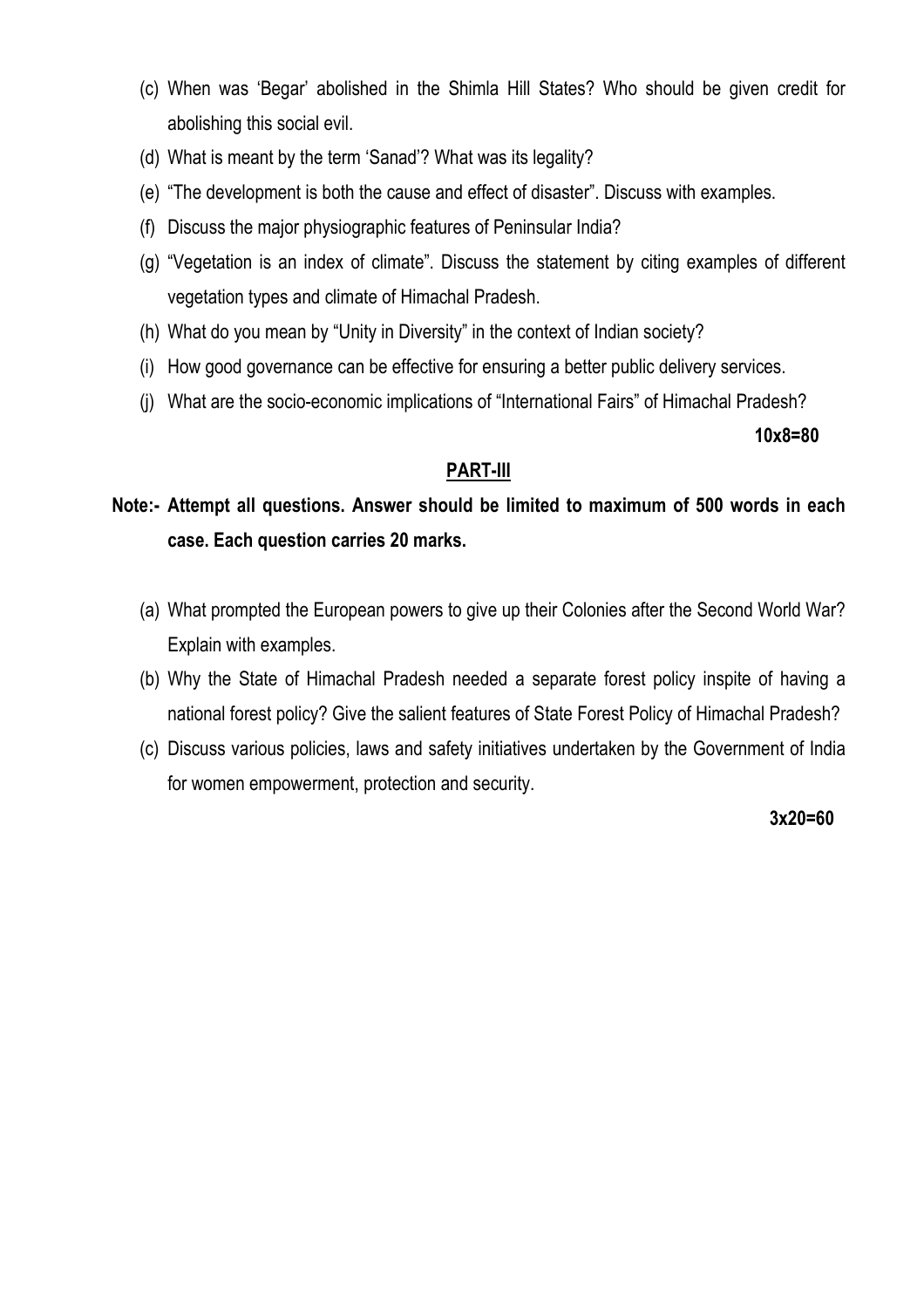(c) When was 'Begar' abolished in the Shimla Hill States? Who should be given credit for abolishing this social evil.

(d) What is meant by the term 'Sanad'? What was its legality?

(e) "The development is both the cause and effect of disaster". Discuss with examples.

(f) Discuss the major physiographic features of Peninsular India?

(g) "Vegetation is an index of climate". Discuss the statement by citing examples of different vegetation types and climate of Himachal Pradesh.

(h) What do you mean by "Unity in Diversity" in the context of Indian society?

(i) How good governance can be effective for ensuring a better public delivery services.

(j) What are the socio-economic implications of "International Fairs" of Himachal Pradesh?

**10x8=80**

## PART-III

**Note:- Attempt all questions. Answer should be limited to maximum of 500 words in each case. Each question carries 20 marks.**

(a) What prompted the European powers to give up their Colonies after the Second World War? Explain with examples.

(b) Why the State of Himachal Pradesh needed a separate forest policy inspite of having a national forest policy? Give the salient features of State Forest Policy of Himachal Pradesh?

(c) Discuss various policies, laws and safety initiatives undertaken by the Government of India for women empowerment, protection and security.

**3x20=60**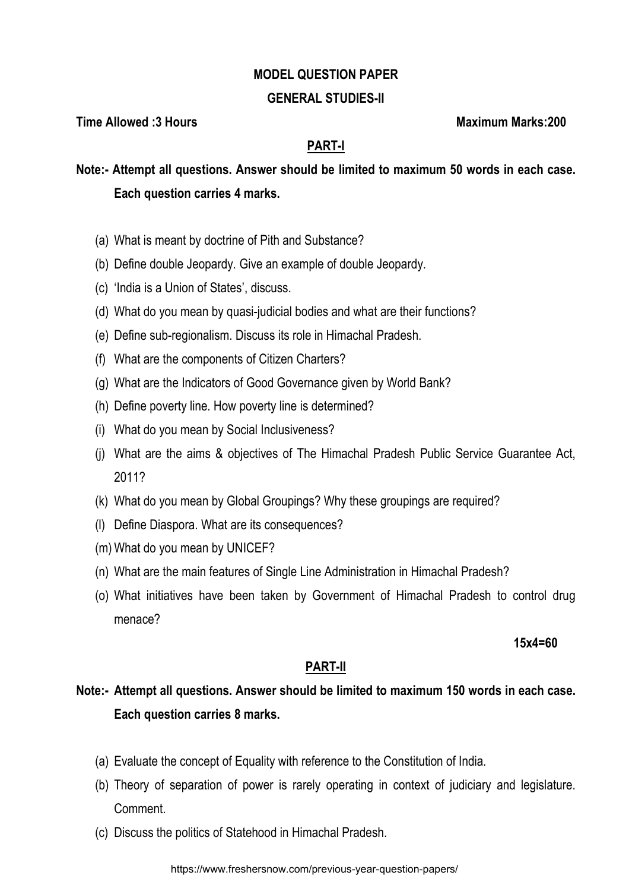# MODEL QUESTION PAPER

## GENERAL STUDIES-II

**Time Allowed :3 Hours** **Maximum Marks:200**

## PART-I

**Note:- Attempt all questions. Answer should be limited to maximum 50 words in each case. Each question carries 4 marks.**

(a) What is meant by doctrine of Pith and Substance?

(b) Define double Jeopardy. Give an example of double Jeopardy.

(c) 'India is a Union of States', discuss.

(d) What do you mean by quasi-judicial bodies and what are their functions?

(e) Define sub-regionalism. Discuss its role in Himachal Pradesh.

(f) What are the components of Citizen Charters?

(g) What are the Indicators of Good Governance given by World Bank?

(h) Define poverty line. How poverty line is determined?

(i) What do you mean by Social Inclusiveness?

(j) What are the aims & objectives of The Himachal Pradesh Public Service Guarantee Act, 2011?

(k) What do you mean by Global Groupings? Why these groupings are required?

(l) Define Diaspora. What are its consequences?

(m) What do you mean by UNICEF?

(n) What are the main features of Single Line Administration in Himachal Pradesh?

(o) What initiatives have been taken by Government of Himachal Pradesh to control drug menace?

**15x4=60**

## PART-II

**Note:- Attempt all questions. Answer should be limited to maximum 150 words in each case. Each question carries 8 marks.**

(a) Evaluate the concept of Equality with reference to the Constitution of India.

(b) Theory of separation of power is rarely operating in context of judiciary and legislature. Comment.

(c) Discuss the politics of Statehood in Himachal Pradesh.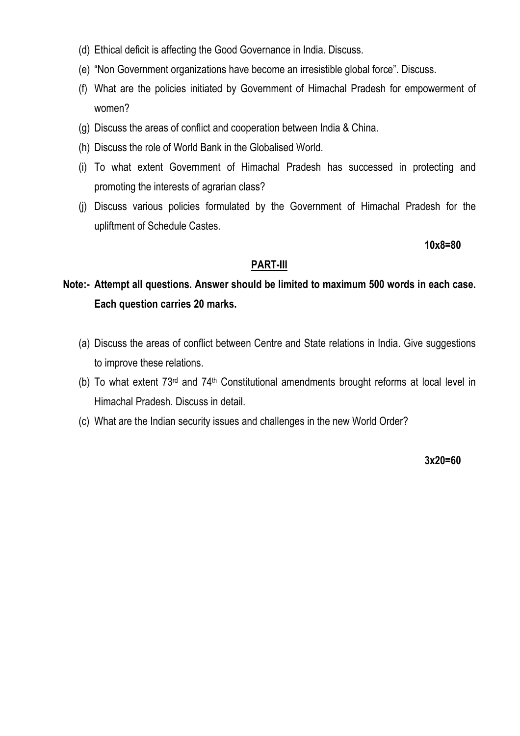(d) Ethical deficit is affecting the Good Governance in India. Discuss.

(e) "Non Government organizations have become an irresistible global force". Discuss.

(f) What are the policies initiated by Government of Himachal Pradesh for empowerment of women?

(g) Discuss the areas of conflict and cooperation between India & China.

(h) Discuss the role of World Bank in the Globalised World.

(i) To what extent Government of Himachal Pradesh has successed in protecting and promoting the interests of agrarian class?

(j) Discuss various policies formulated by the Government of Himachal Pradesh for the upliftment of Schedule Castes.

**10x8=80**

## PART-III

**Note:- Attempt all questions. Answer should be limited to maximum 500 words in each case. Each question carries 20 marks.**

(a) Discuss the areas of conflict between Centre and State relations in India. Give suggestions to improve these relations.

(b) To what extent 73rd and 74th Constitutional amendments brought reforms at local level in Himachal Pradesh. Discuss in detail.

(c) What are the Indian security issues and challenges in the new World Order?

**3x20=60**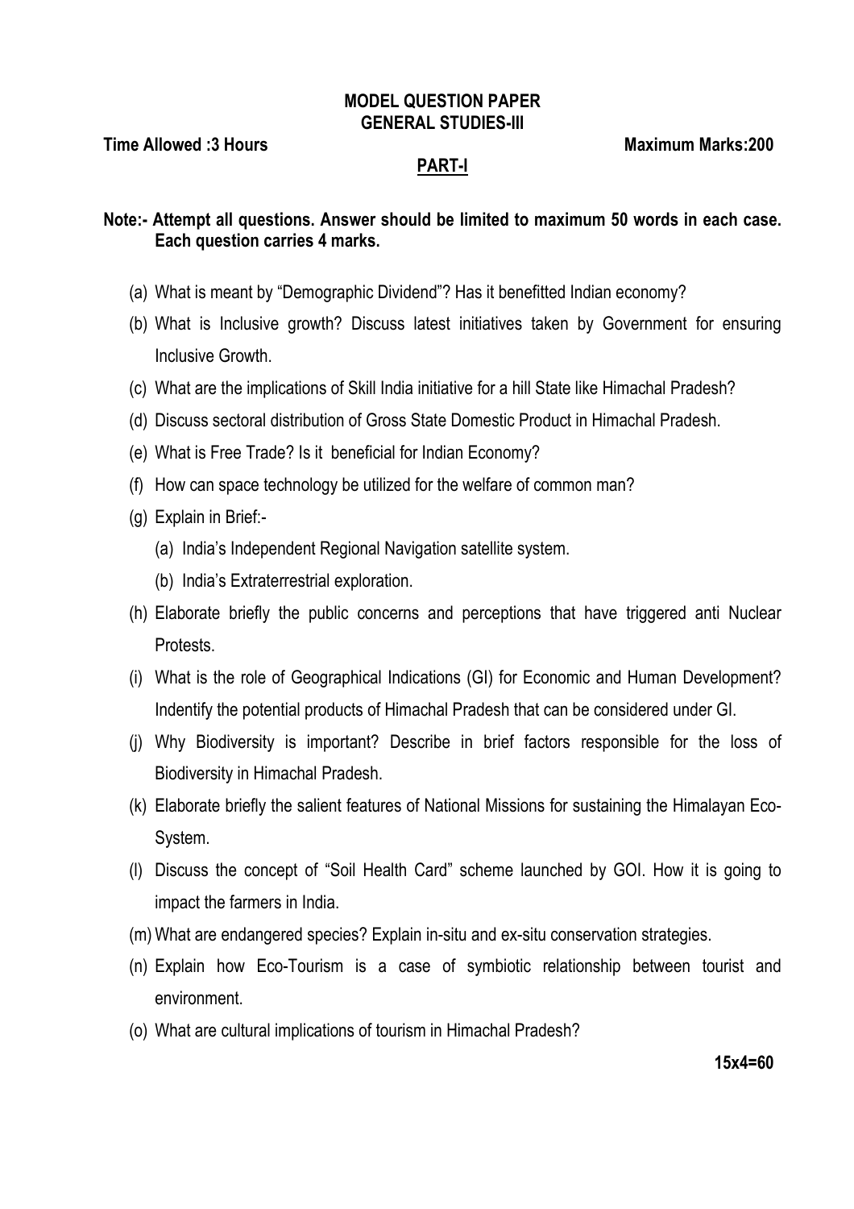**MODEL QUESTION PAPER**
**GENERAL STUDIES-III**

**Time Allowed :3 Hours** **Maximum Marks:200**

**PART-I**

**Note:- Attempt all questions. Answer should be limited to maximum 50 words in each case. Each question carries 4 marks.**

(a) What is meant by "Demographic Dividend"? Has it benefitted Indian economy?

(b) What is Inclusive growth? Discuss latest initiatives taken by Government for ensuring Inclusive Growth.

(c) What are the implications of Skill India initiative for a hill State like Himachal Pradesh?

(d) Discuss sectoral distribution of Gross State Domestic Product in Himachal Pradesh.

(e) What is Free Trade? Is it beneficial for Indian Economy?

(f) How can space technology be utilized for the welfare of common man?

(g) Explain in Brief:-
   (a) India's Independent Regional Navigation satellite system.
   (b) India's Extraterrestrial exploration.

(h) Elaborate briefly the public concerns and perceptions that have triggered anti Nuclear Protests.

(i) What is the role of Geographical Indications (GI) for Economic and Human Development? Indentify the potential products of Himachal Pradesh that can be considered under GI.

(j) Why Biodiversity is important? Describe in brief factors responsible for the loss of Biodiversity in Himachal Pradesh.

(k) Elaborate briefly the salient features of National Missions for sustaining the Himalayan Eco-System.

(l) Discuss the concept of "Soil Health Card" scheme launched by GOI. How it is going to impact the farmers in India.

(m) What are endangered species? Explain in-situ and ex-situ conservation strategies.

(n) Explain how Eco-Tourism is a case of symbiotic relationship between tourist and environment.

(o) What are cultural implications of tourism in Himachal Pradesh?

**15x4=60**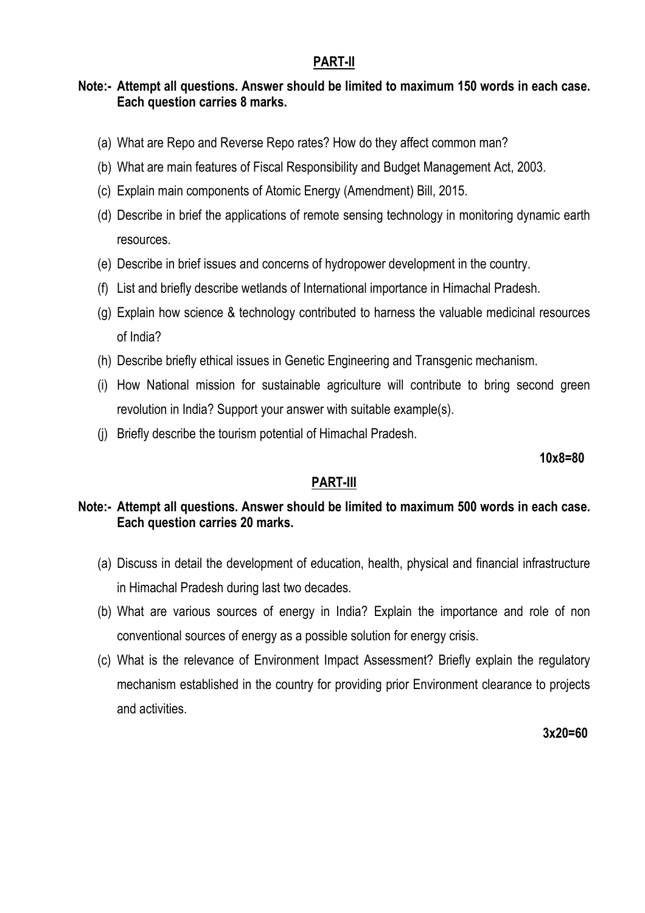## PART-II

**Note:- Attempt all questions. Answer should be limited to maximum 150 words in each case. Each question carries 8 marks.**

(a) What are Repo and Reverse Repo rates? How do they affect common man?

(b) What are main features of Fiscal Responsibility and Budget Management Act, 2003.

(c) Explain main components of Atomic Energy (Amendment) Bill, 2015.

(d) Describe in brief the applications of remote sensing technology in monitoring dynamic earth resources.

(e) Describe in brief issues and concerns of hydropower development in the country.

(f) List and briefly describe wetlands of International importance in Himachal Pradesh.

(g) Explain how science & technology contributed to harness the valuable medicinal resources of India?

(h) Describe briefly ethical issues in Genetic Engineering and Transgenic mechanism.

(i) How National mission for sustainable agriculture will contribute to bring second green revolution in India? Support your answer with suitable example(s).

(j) Briefly describe the tourism potential of Himachal Pradesh.

**10x8=80**

## PART-III

**Note:- Attempt all questions. Answer should be limited to maximum 500 words in each case. Each question carries 20 marks.**

(a) Discuss in detail the development of education, health, physical and financial infrastructure in Himachal Pradesh during last two decades.

(b) What are various sources of energy in India? Explain the importance and role of non conventional sources of energy as a possible solution for energy crisis.

(c) What is the relevance of Environment Impact Assessment? Briefly explain the regulatory mechanism established in the country for providing prior Environment clearance to projects and activities.

**3x20=60**